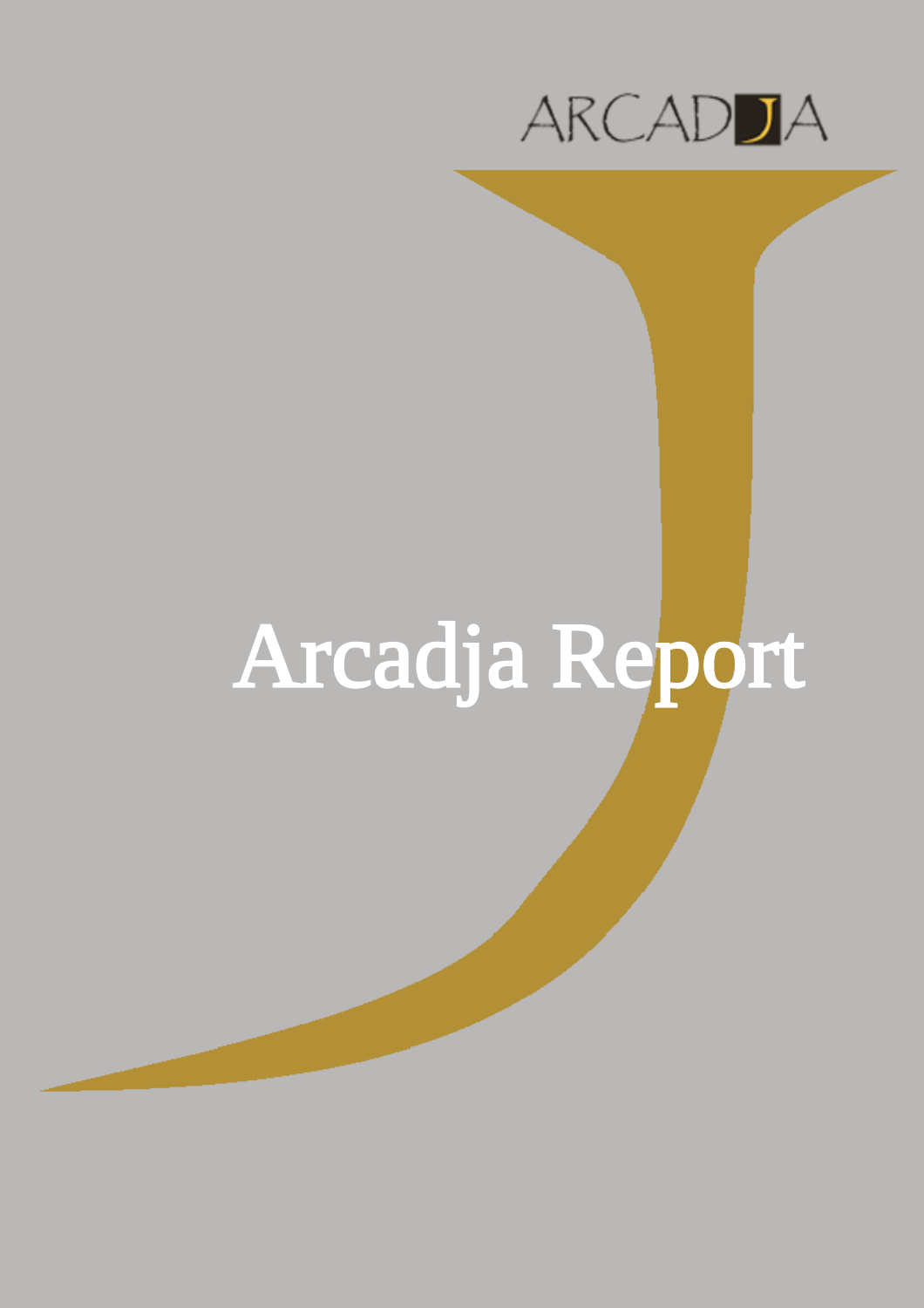ARCADJA

# Arcadja Report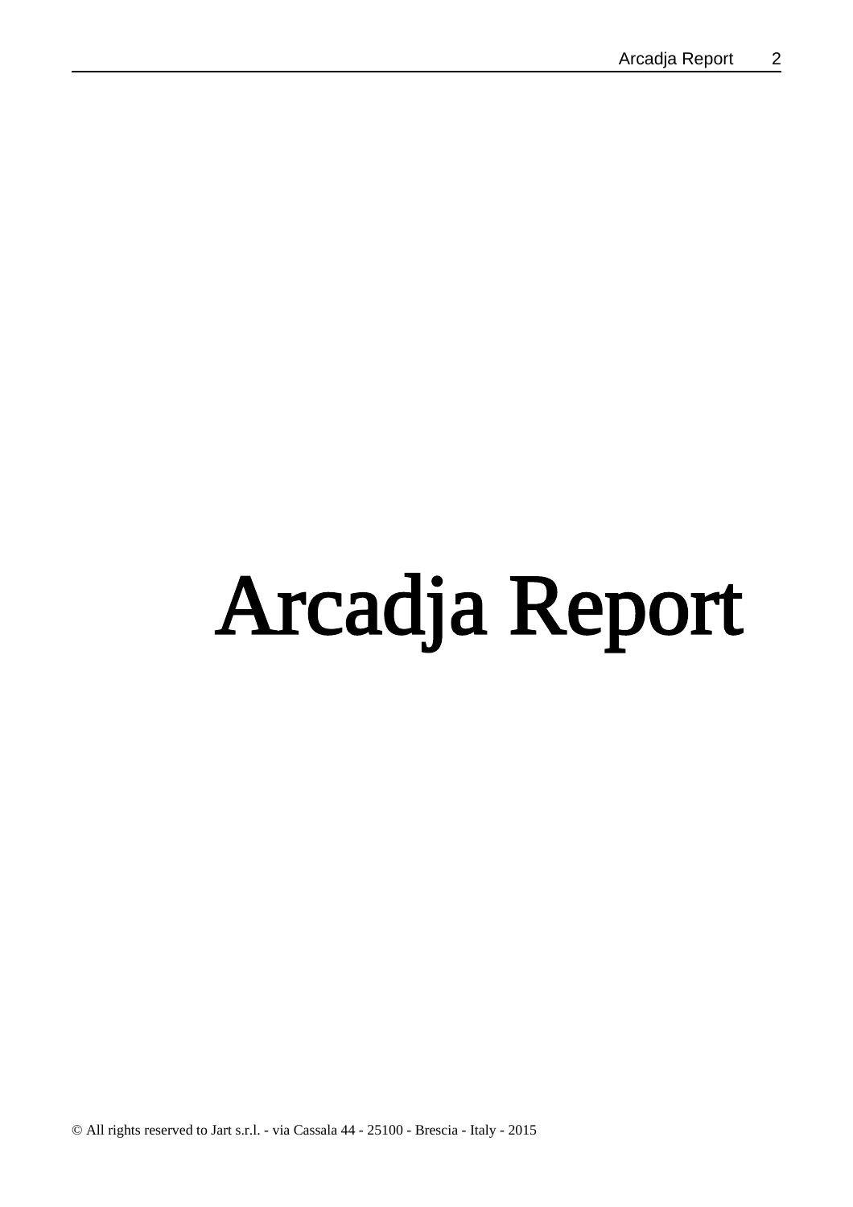# Arcadja Report

© All rights reserved to Jart s.r.l. - via Cassala 44 - 25100 - Brescia - Italy - 2015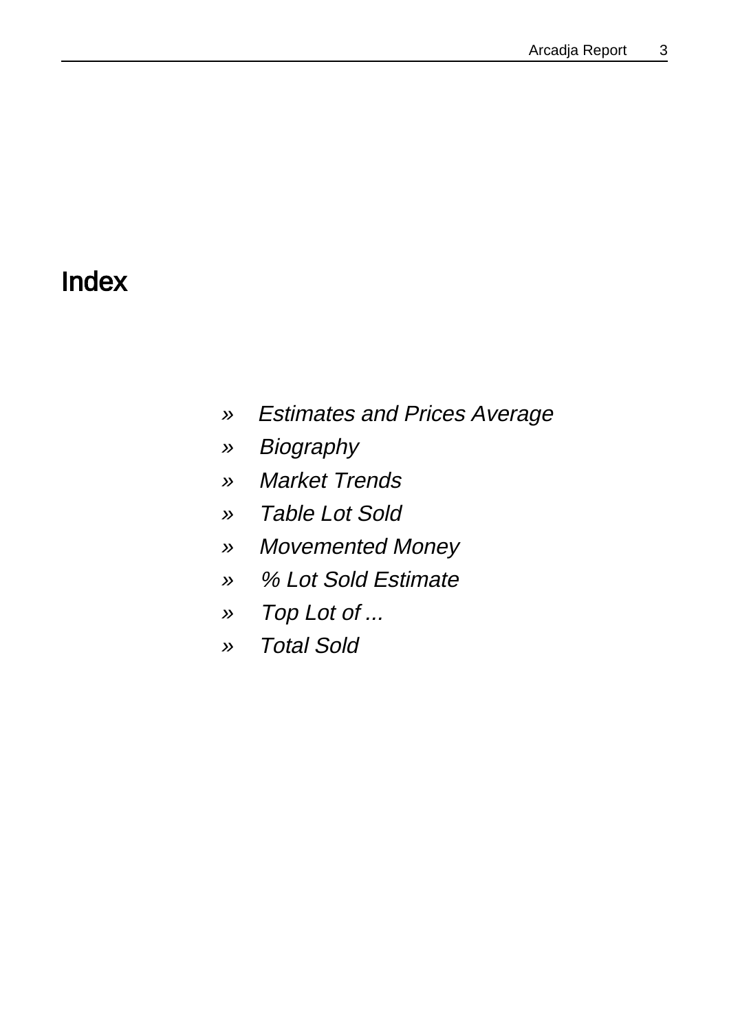# Index

- *Estimates and Prices Average*
- *Biography*
- *Market Trends*
- *Table Lot Sold*
- *Movemented Money*
- *% Lot Sold Estimate*
- *Top Lot of ...*
- *Total Sold*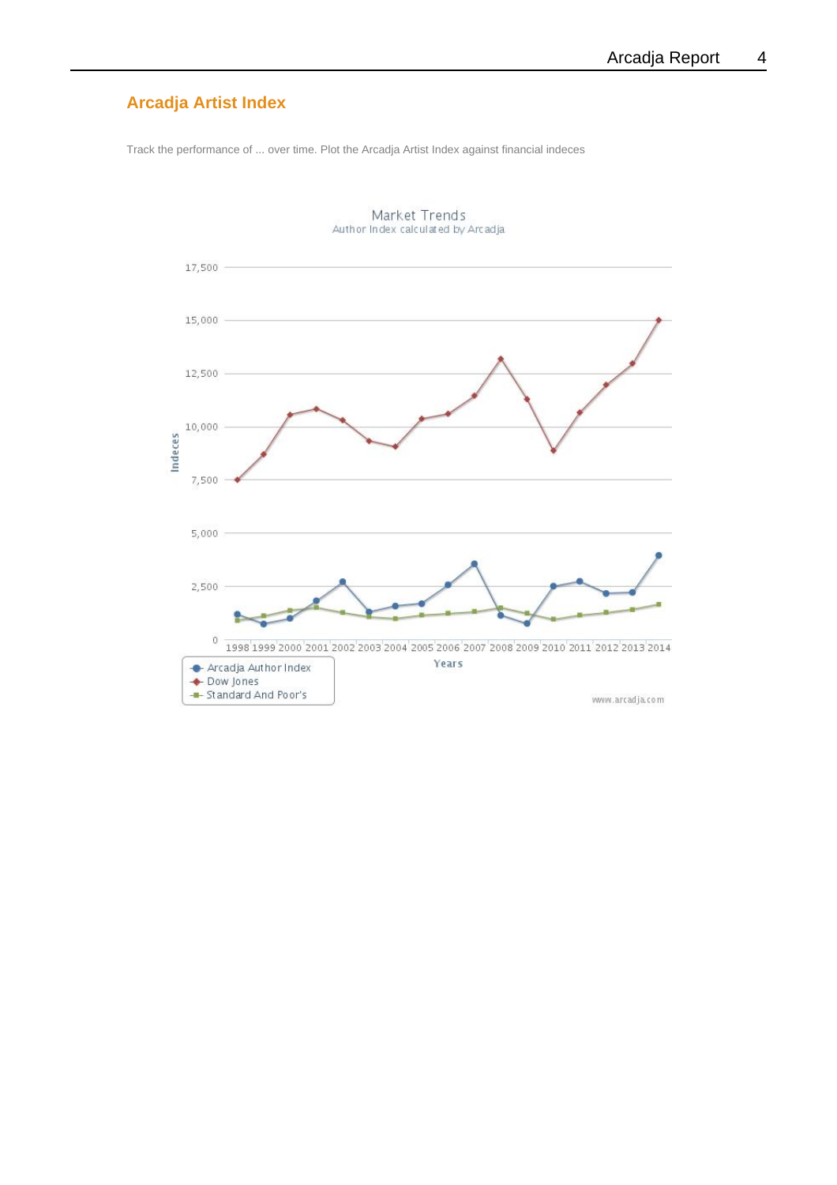## Arcadja Artist Index

Track the performance of ... over time. Plot the Arcadja Artist Index against financial indeces

Market Trends
Author Index calculated by Arcadja

- Arcadja Author Index
- Dow Jones
- Standard And Poor's

www.arcadja.com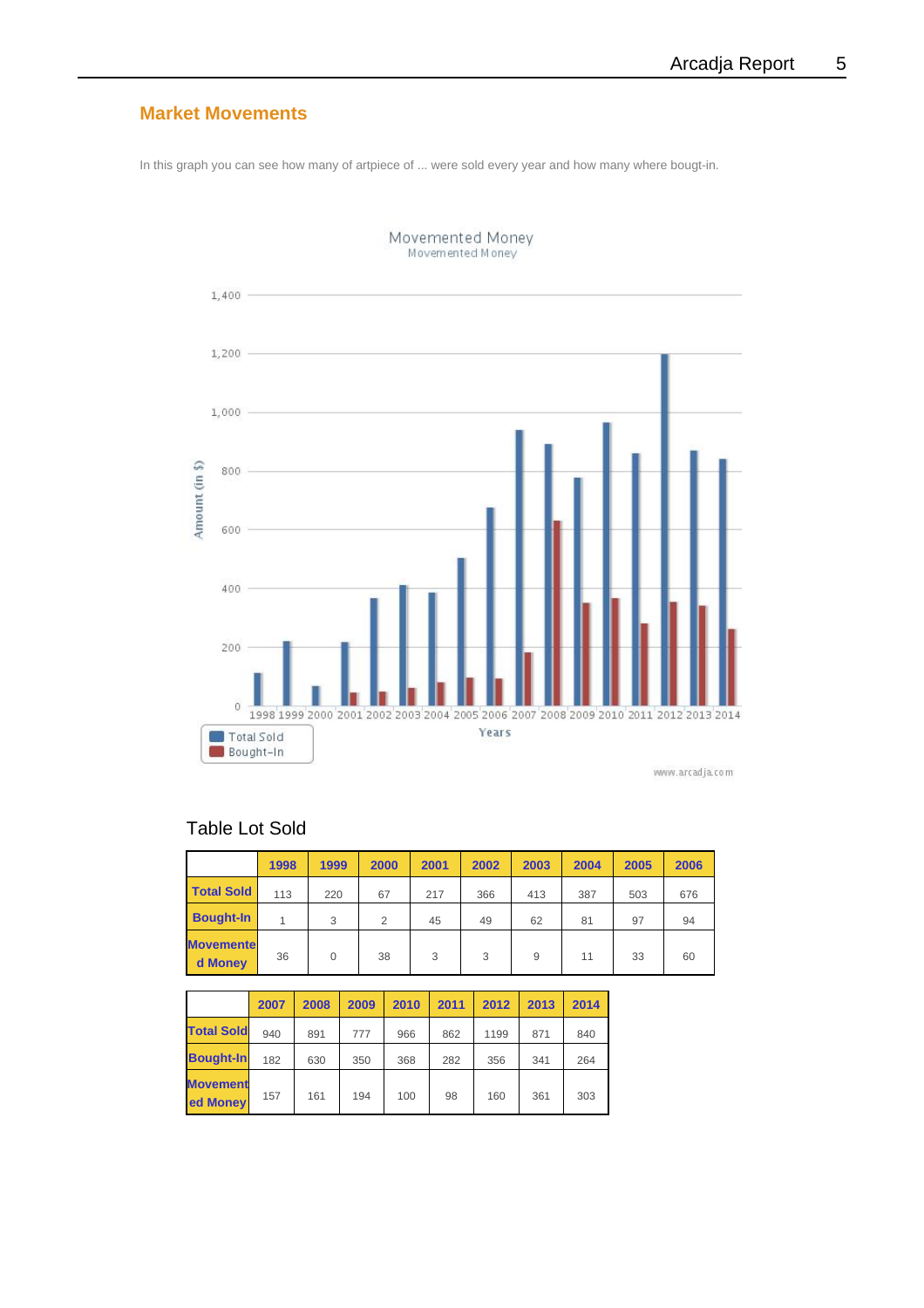## Market Movements

In this graph you can see how many of artpiece of ... were sold every year and how many where bougt-in.

### Table Lot Sold

|  | 1998 | 1999 | 2000 | 2001 | 2002 | 2003 | 2004 | 2005 | 2006 |
|---|---|---|---|---|---|---|---|---|---|
| **Total Sold** | 113 | 220 | 67 | 217 | 366 | 413 | 387 | 503 | 676 |
| **Bought-In** | 1 | 3 | 2 | 45 | 49 | 62 | 81 | 97 | 94 |
| **Movemented Money** | 36 | 0 | 38 | 3 | 3 | 9 | 11 | 33 | 60 |

|  | 2007 | 2008 | 2009 | 2010 | 2011 | 2012 | 2013 | 2014 |
|---|---|---|---|---|---|---|---|---|
| **Total Sold** | 940 | 891 | 777 | 966 | 862 | 1199 | 871 | 840 |
| **Bought-In** | 182 | 630 | 350 | 368 | 282 | 356 | 341 | 264 |
| **Movemented Money** | 157 | 161 | 194 | 100 | 98 | 160 | 361 | 303 |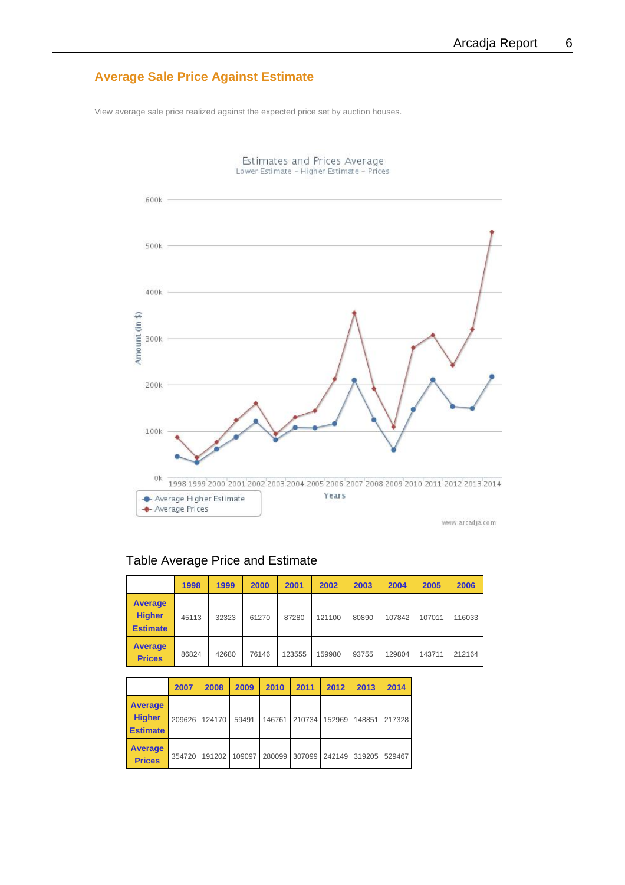## Average Sale Price Against Estimate

View average sale price realized against the expected price set by auction houses.

### Table Average Price and Estimate

| | 1998 | 1999 | 2000 | 2001 | 2002 | 2003 | 2004 | 2005 | 2006 |
|---|---|---|---|---|---|---|---|---|---|
| **Average Higher Estimate** | 45113 | 32323 | 61270 | 87280 | 121100 | 80890 | 107842 | 107011 | 116033 |
| **Average Prices** | 86824 | 42680 | 76146 | 123555 | 159980 | 93755 | 129804 | 143711 | 212164 |

| | 2007 | 2008 | 2009 | 2010 | 2011 | 2012 | 2013 | 2014 |
|---|---|---|---|---|---|---|---|---|
| **Average Higher Estimate** | 209626 | 124170 | 59491 | 146761 | 210734 | 152969 | 148851 | 217328 |
| **Average Prices** | 354720 | 191202 | 109097 | 280099 | 307099 | 242149 | 319205 | 529467 |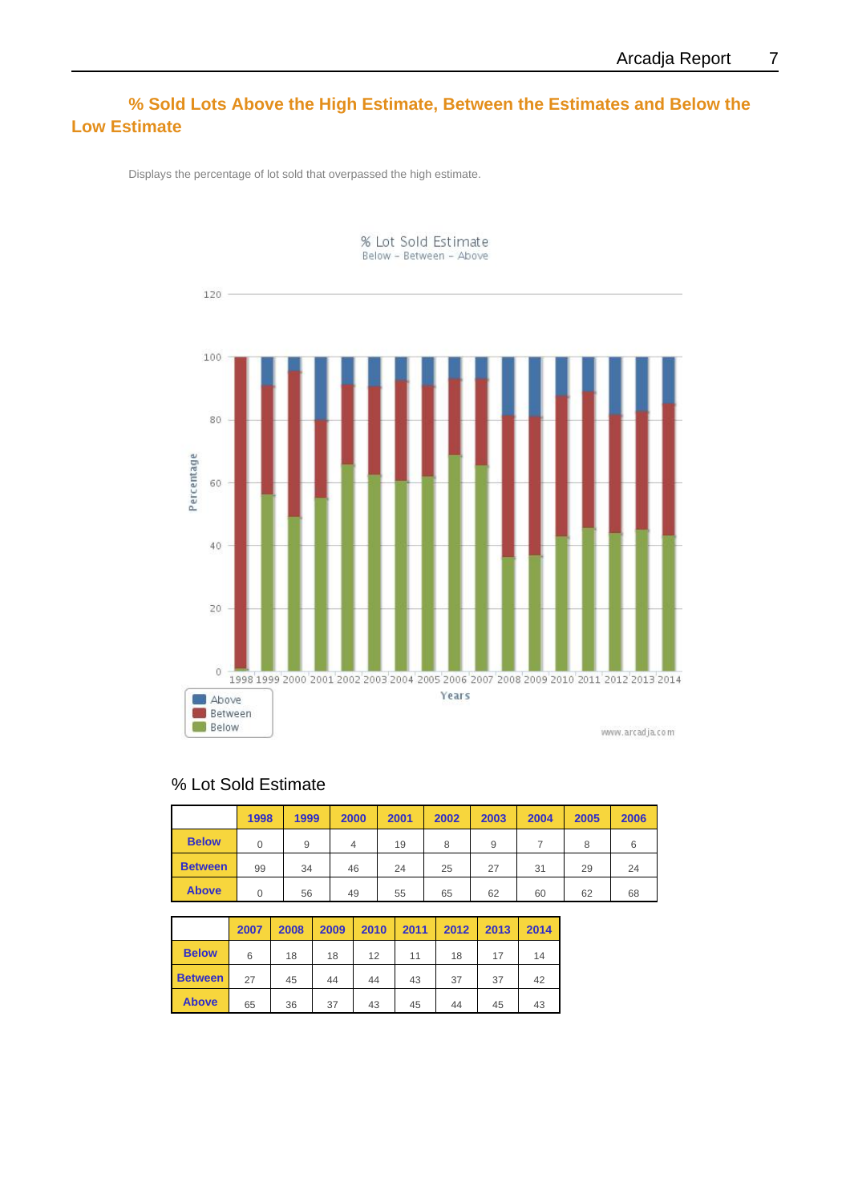## % Sold Lots Above the High Estimate, Between the Estimates and Below the Low Estimate

Displays the percentage of lot sold that overpassed the high estimate.

% Lot Sold Estimate

| | 1998 | 1999 | 2000 | 2001 | 2002 | 2003 | 2004 | 2005 | 2006 |
|---|---|---|---|---|---|---|---|---|---|
| **Below** | 0 | 9 | 4 | 19 | 8 | 9 | 7 | 8 | 6 |
| **Between** | 99 | 34 | 46 | 24 | 25 | 27 | 31 | 29 | 24 |
| **Above** | 0 | 56 | 49 | 55 | 65 | 62 | 60 | 62 | 68 |

| | 2007 | 2008 | 2009 | 2010 | 2011 | 2012 | 2013 | 2014 |
|---|---|---|---|---|---|---|---|---|
| **Below** | 6 | 18 | 18 | 12 | 11 | 18 | 17 | 14 |
| **Between** | 27 | 45 | 44 | 44 | 43 | 37 | 37 | 42 |
| **Above** | 65 | 36 | 37 | 43 | 45 | 44 | 45 | 43 |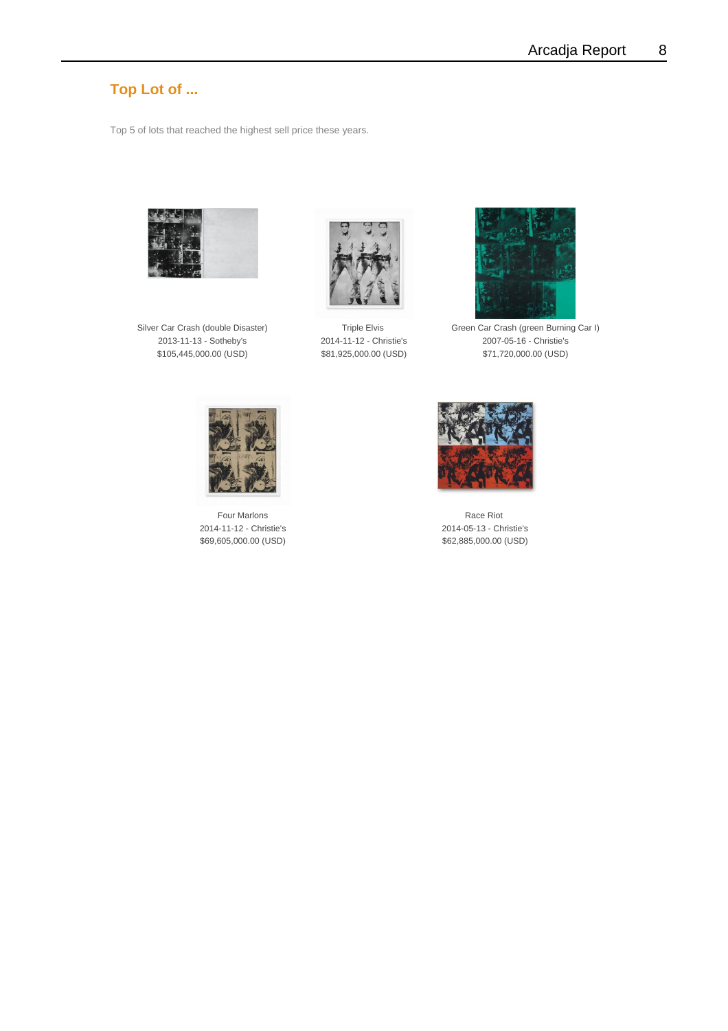## Top Lot of ...

Top 5 of lots that reached the highest sell price these years.

Silver Car Crash (double Disaster)
2013-11-13 - Sotheby's
$105,445,000.00 (USD)

Triple Elvis
2014-11-12 - Christie's
$81,925,000.00 (USD)

Green Car Crash (green Burning Car I)
2007-05-16 - Christie's
$71,720,000.00 (USD)

Four Marlons
2014-11-12 - Christie's
$69,605,000.00 (USD)

Race Riot
2014-05-13 - Christie's
$62,885,000.00 (USD)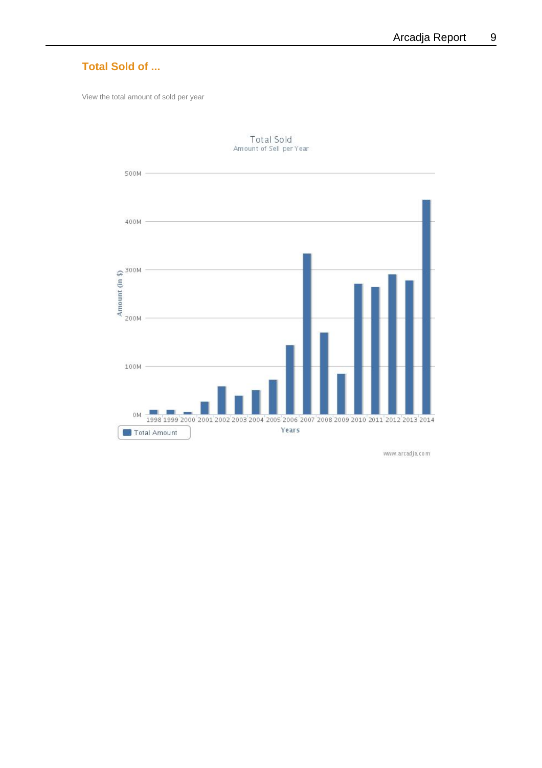## Total Sold of ...

View the total amount of sold per year

Total Sold
Amount of Sell per Year

500M
400M
300M
200M
100M
0M

Amount (in $)

1998 1999 2000 2001 2002 2003 2004 2005 2006 2007 2008 2009 2010 2011 2012 2013 2014

Years

Total Amount

www.arcadja.com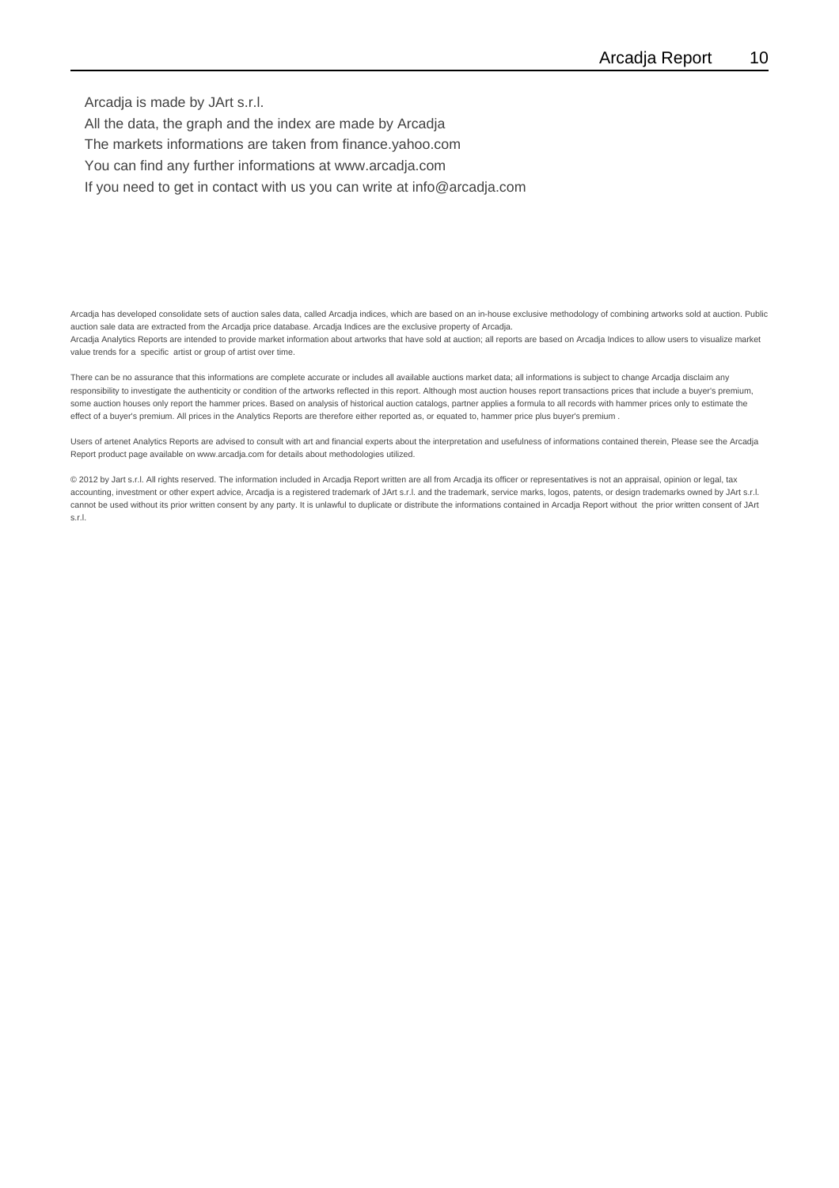Arcadja is made by JArt s.r.l.

All the data, the graph and the index are made by Arcadja

The markets informations are taken from finance.yahoo.com

You can find any further informations at www.arcadja.com

If you need to get in contact with us you can write at info@arcadja.com

Arcadja has developed consolidate sets of auction sales data, called Arcadja indices, which are based on an in-house exclusive methodology of combining artworks sold at auction. Public auction sale data are extracted from the Arcadja price database. Arcadja Indices are the exclusive property of Arcadja.
Arcadja Analytics Reports are intended to provide market information about artworks that have sold at auction; all reports are based on Arcadja Indices to allow users to visualize market value trends for a specific artist or group of artist over time.

There can be no assurance that this informations are complete accurate or includes all available auctions market data; all informations is subject to change Arcadja disclaim any responsibility to investigate the authenticity or condition of the artworks reflected in this report. Although most auction houses report transactions prices that include a buyer's premium, some auction houses only report the hammer prices. Based on analysis of historical auction catalogs, partner applies a formula to all records with hammer prices only to estimate the effect of a buyer's premium. All prices in the Analytics Reports are therefore either reported as, or equated to, hammer price plus buyer's premium .

Users of artenet Analytics Reports are advised to consult with art and financial experts about the interpretation and usefulness of informations contained therein, Please see the Arcadja Report product page available on www.arcadja.com for details about methodologies utilized.

© 2012 by Jart s.r.l. All rights reserved. The information included in Arcadja Report written are all from Arcadja its officer or representatives is not an appraisal, opinion or legal, tax accounting, investment or other expert advice, Arcadja is a registered trademark of JArt s.r.l. and the trademark, service marks, logos, patents, or design trademarks owned by JArt s.r.l. cannot be used without its prior written consent by any party. It is unlawful to duplicate or distribute the informations contained in Arcadja Report without the prior written consent of JArt s.r.l.